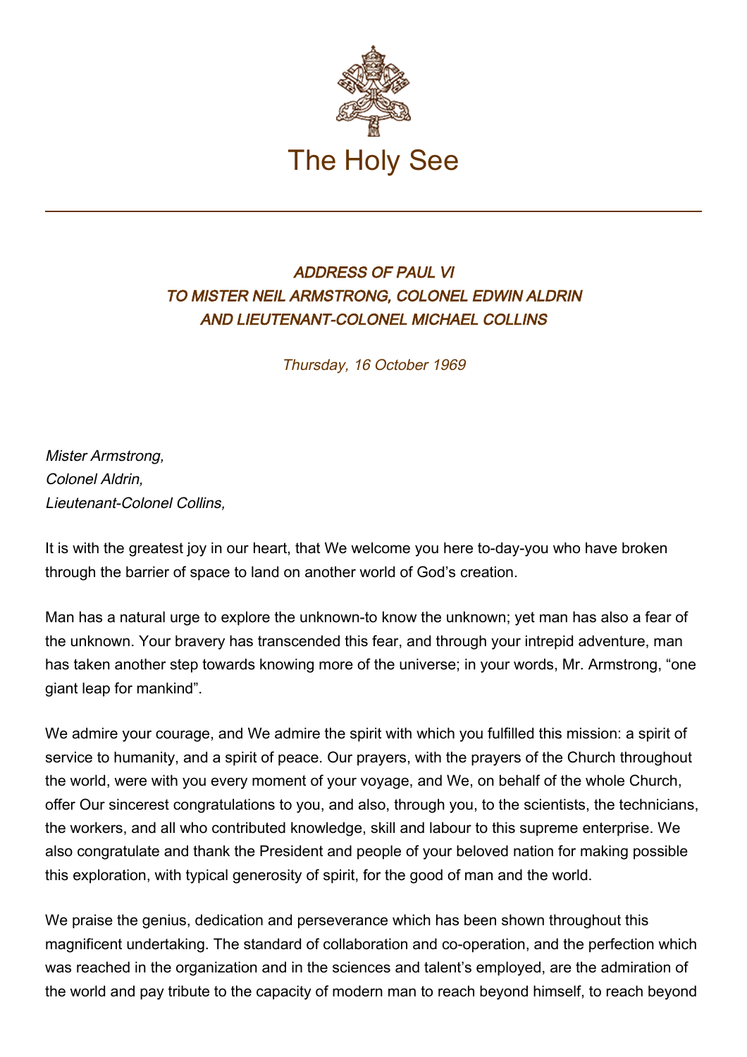The Holy See

### *ADDRESS OF PAUL VI TO MISTER NEIL ARMSTRONG, COLONEL EDWIN ALDRIN AND LIEUTENANT-COLONEL MICHAEL COLLINS*

*Thursday, 16 October 1969*

*Mister Armstrong,*
*Colonel Aldrin,*
*Lieutenant-Colonel Collins,*

It is with the greatest joy in our heart, that We welcome you here to-day-you who have broken through the barrier of space to land on another world of God's creation.

Man has a natural urge to explore the unknown-to know the unknown; yet man has also a fear of the unknown. Your bravery has transcended this fear, and through your intrepid adventure, man has taken another step towards knowing more of the universe; in your words, Mr. Armstrong, "one giant leap for mankind".

We admire your courage, and We admire the spirit with which you fulfilled this mission: a spirit of service to humanity, and a spirit of peace. Our prayers, with the prayers of the Church throughout the world, were with you every moment of your voyage, and We, on behalf of the whole Church, offer Our sincerest congratulations to you, and also, through you, to the scientists, the technicians, the workers, and all who contributed knowledge, skill and labour to this supreme enterprise. We also congratulate and thank the President and people of your beloved nation for making possible this exploration, with typical generosity of spirit, for the good of man and the world.

We praise the genius, dedication and perseverance which has been shown throughout this magnificent undertaking. The standard of collaboration and co-operation, and the perfection which was reached in the organization and in the sciences and talent's employed, are the admiration of the world and pay tribute to the capacity of modern man to reach beyond himself, to reach beyond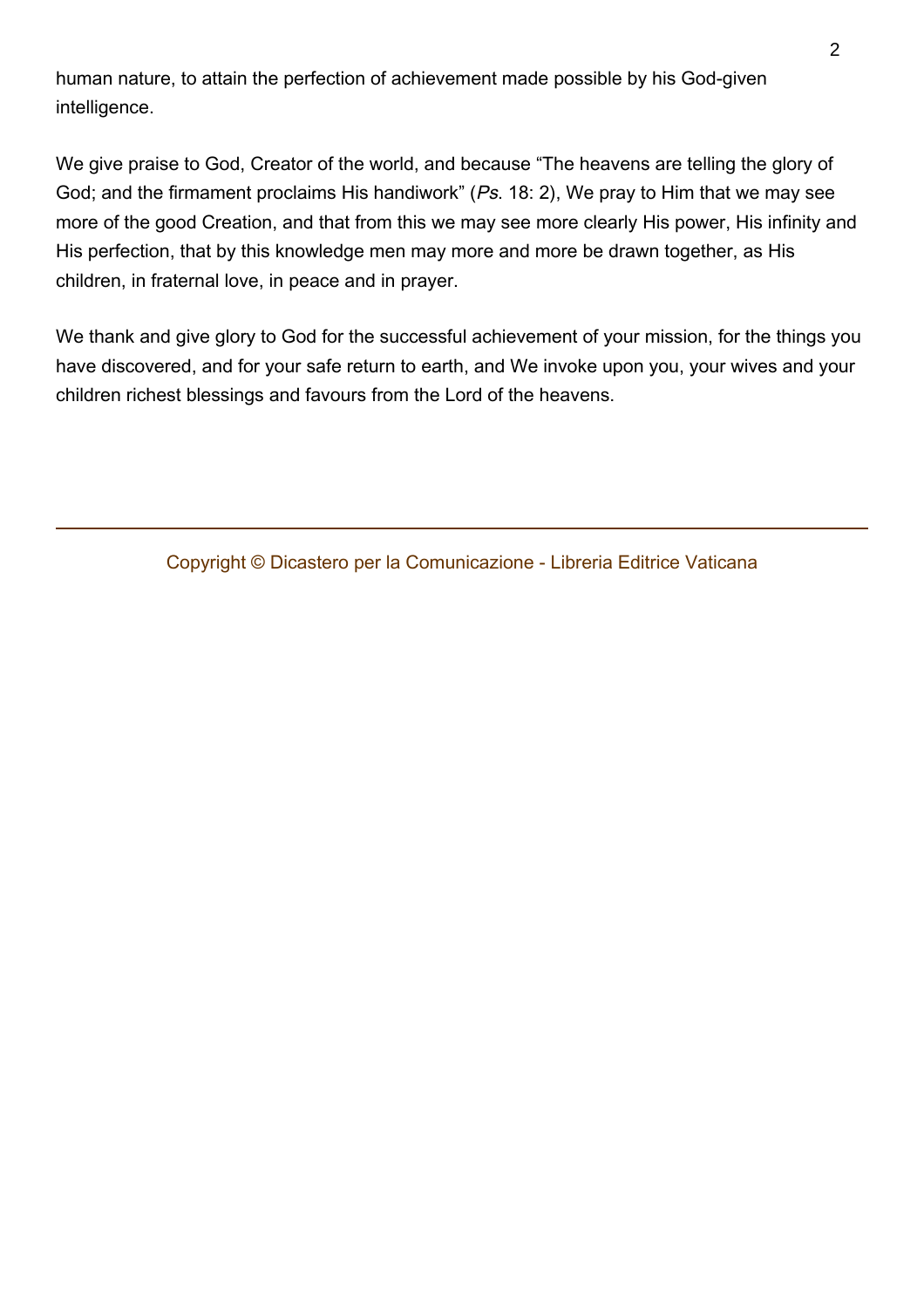human nature, to attain the perfection of achievement made possible by his God-given intelligence.

We give praise to God, Creator of the world, and because “The heavens are telling the glory of God; and the firmament proclaims His handiwork” (*Ps.* 18: 2), We pray to Him that we may see more of the good Creation, and that from this we may see more clearly His power, His infinity and His perfection, that by this knowledge men may more and more be drawn together, as His children, in fraternal love, in peace and in prayer.

We thank and give glory to God for the successful achievement of your mission, for the things you have discovered, and for your safe return to earth, and We invoke upon you, your wives and your children richest blessings and favours from the Lord of the heavens.

---

Copyright © Dicastero per la Comunicazione - Libreria Editrice Vaticana